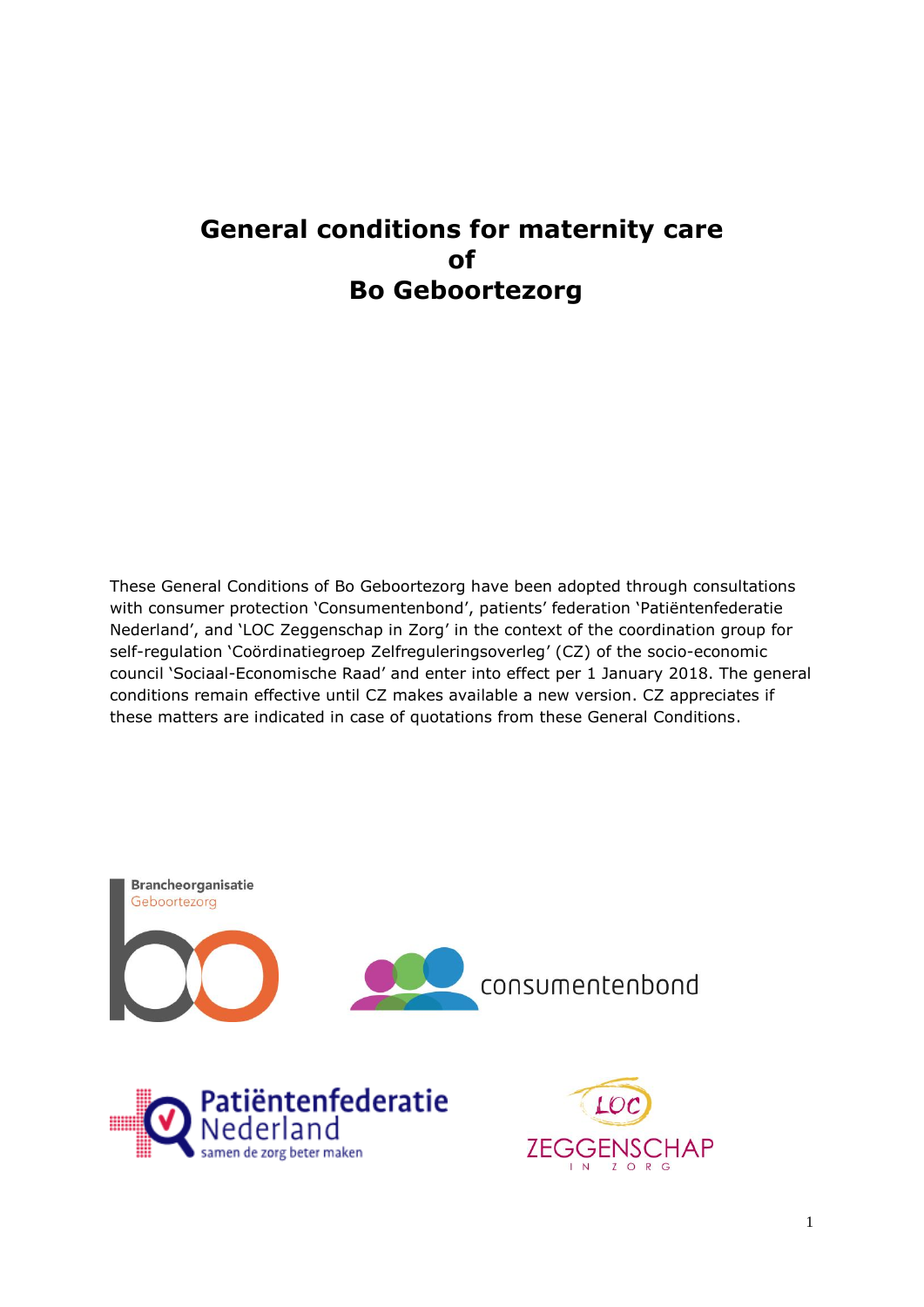# General conditions for maternity care of Bo Geboortezorg

These General Conditions of Bo Geboortezorg have been adopted through consultations with consumer protection 'Consumentenbond', patients' federation 'Patiëntenfederatie Nederland', and 'LOC Zeggenschap in Zorg' in the context of the coordination group for self-regulation 'Coördinatiegroep Zelfreguleringsoverleg' (CZ) of the socio-economic council 'Sociaal-Economische Raad' and enter into effect per 1 January 2018. The general conditions remain effective until CZ makes available a new version. CZ appreciates if these matters are indicated in case of quotations from these General Conditions.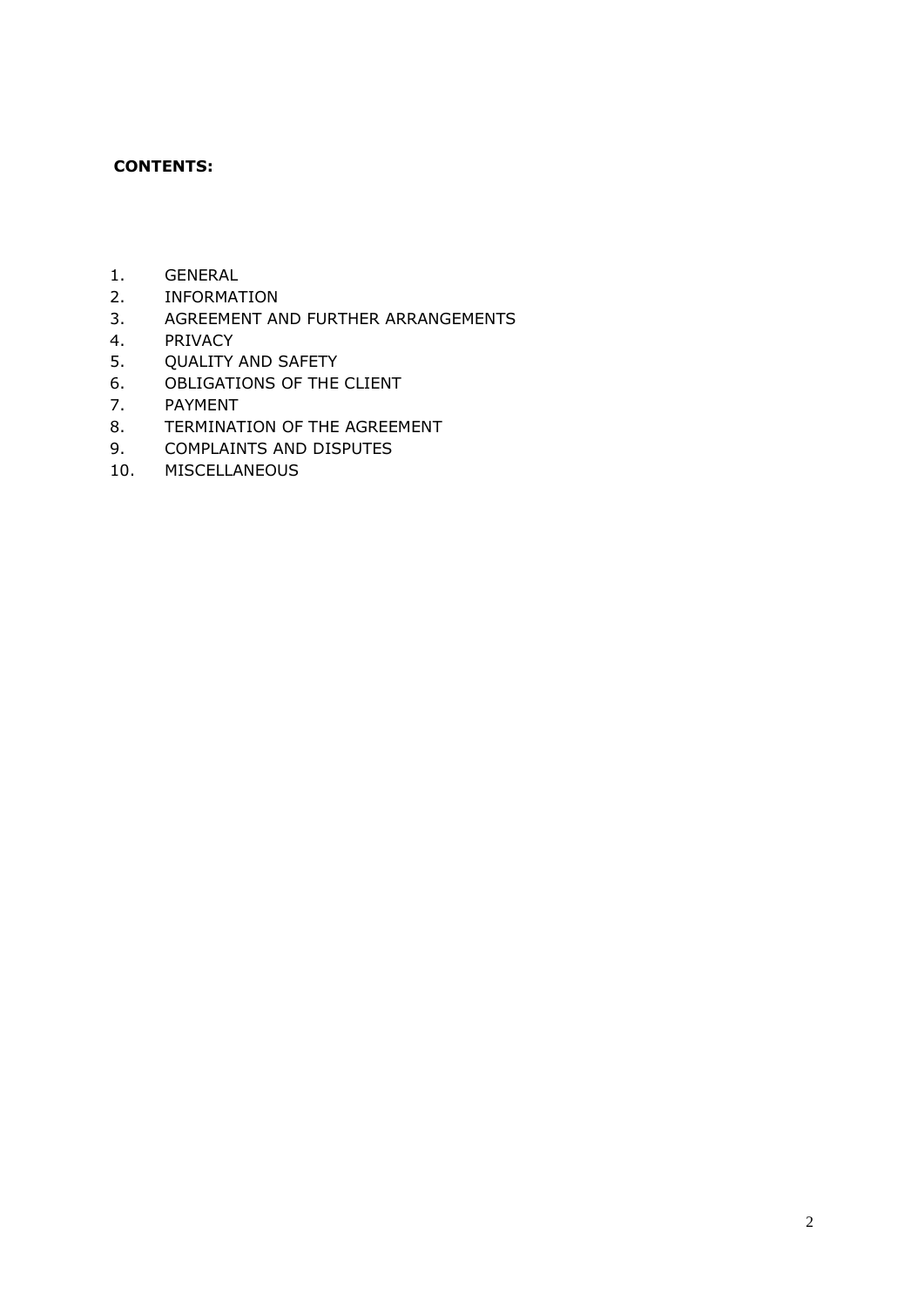**CONTENTS:**

1. GENERAL
2. INFORMATION
3. AGREEMENT AND FURTHER ARRANGEMENTS
4. PRIVACY
5. QUALITY AND SAFETY
6. OBLIGATIONS OF THE CLIENT
7. PAYMENT
8. TERMINATION OF THE AGREEMENT
9. COMPLAINTS AND DISPUTES
10. MISCELLANEOUS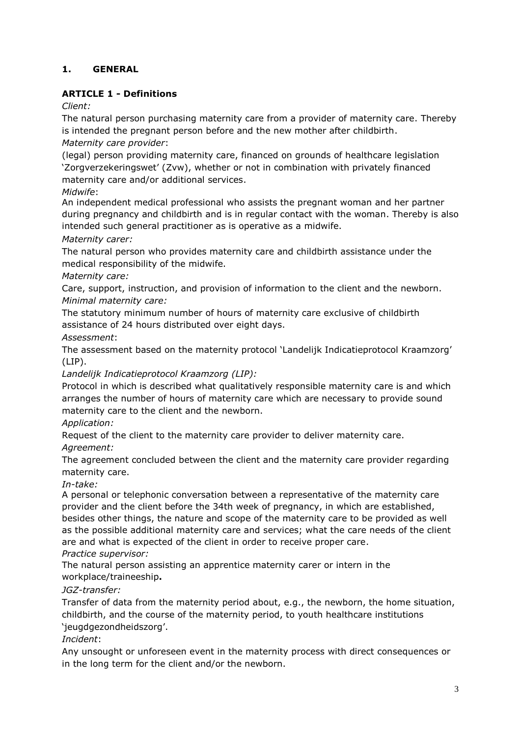## 1. GENERAL

### ARTICLE 1 - Definitions

*Client:*

The natural person purchasing maternity care from a provider of maternity care. Thereby is intended the pregnant person before and the new mother after childbirth.

*Maternity care provider*:

(legal) person providing maternity care, financed on grounds of healthcare legislation 'Zorgverzekeringswet' (Zvw), whether or not in combination with privately financed maternity care and/or additional services.

*Midwife*:

An independent medical professional who assists the pregnant woman and her partner during pregnancy and childbirth and is in regular contact with the woman. Thereby is also intended such general practitioner as is operative as a midwife.

*Maternity carer:*

The natural person who provides maternity care and childbirth assistance under the medical responsibility of the midwife.

*Maternity care:*

Care, support, instruction, and provision of information to the client and the newborn.

*Minimal maternity care:*

The statutory minimum number of hours of maternity care exclusive of childbirth assistance of 24 hours distributed over eight days.

*Assessment*:

The assessment based on the maternity protocol 'Landelijk Indicatieprotocol Kraamzorg' (LIP).

*Landelijk Indicatieprotocol Kraamzorg (LIP):*

Protocol in which is described what qualitatively responsible maternity care is and which arranges the number of hours of maternity care which are necessary to provide sound maternity care to the client and the newborn.

*Application:*

Request of the client to the maternity care provider to deliver maternity care.

*Agreement:*

The agreement concluded between the client and the maternity care provider regarding maternity care.

*In-take:*

A personal or telephonic conversation between a representative of the maternity care provider and the client before the 34th week of pregnancy, in which are established, besides other things, the nature and scope of the maternity care to be provided as well as the possible additional maternity care and services; what the care needs of the client are and what is expected of the client in order to receive proper care.

*Practice supervisor:*

The natural person assisting an apprentice maternity carer or intern in the workplace/traineeship**.**

*JGZ-transfer:*

Transfer of data from the maternity period about, e.g., the newborn, the home situation, childbirth, and the course of the maternity period, to youth healthcare institutions 'jeugdgezondheidszorg'.

*Incident*:

Any unsought or unforeseen event in the maternity process with direct consequences or in the long term for the client and/or the newborn.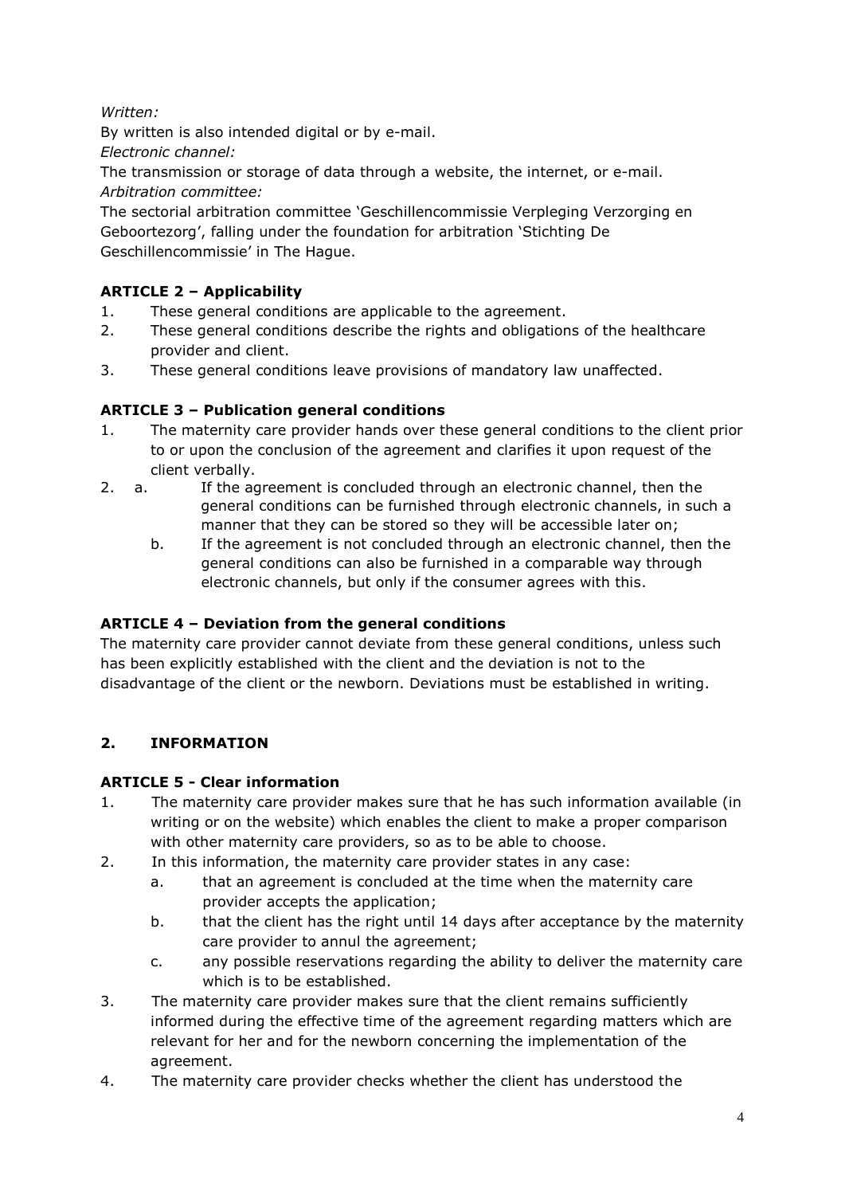*Written:*

By written is also intended digital or by e-mail.

*Electronic channel:*

The transmission or storage of data through a website, the internet, or e-mail.

*Arbitration committee:*

The sectorial arbitration committee 'Geschillencommissie Verpleging Verzorging en Geboortezorg', falling under the foundation for arbitration 'Stichting De Geschillencommissie' in The Hague.

**ARTICLE 2 – Applicability**

1. These general conditions are applicable to the agreement.
2. These general conditions describe the rights and obligations of the healthcare provider and client.
3. These general conditions leave provisions of mandatory law unaffected.

**ARTICLE 3 – Publication general conditions**

1. The maternity care provider hands over these general conditions to the client prior to or upon the conclusion of the agreement and clarifies it upon request of the client verbally.
2. a. If the agreement is concluded through an electronic channel, then the general conditions can be furnished through electronic channels, in such a manner that they can be stored so they will be accessible later on;
   b. If the agreement is not concluded through an electronic channel, then the general conditions can also be furnished in a comparable way through electronic channels, but only if the consumer agrees with this.

**ARTICLE 4 – Deviation from the general conditions**

The maternity care provider cannot deviate from these general conditions, unless such has been explicitly established with the client and the deviation is not to the disadvantage of the client or the newborn. Deviations must be established in writing.

## 2. INFORMATION

**ARTICLE 5 - Clear information**

1. The maternity care provider makes sure that he has such information available (in writing or on the website) which enables the client to make a proper comparison with other maternity website care providers, so as to be able to choose.
2. In this information, the maternity care provider states in any case:
   a. that an agreement is concluded at the time when the maternity care provider accepts the application;
   b. that the client has the right until 14 days after acceptance by the maternity care provider to annul the agreement;
   c. any possible reservations regarding the ability to deliver the maternity care which is to be established.
3. The maternity care provider makes sure that the client remains sufficiently informed during the effective time of the agreement regarding matters which are relevant for her and for the newborn concerning the implementation of the agreement.
4. The maternity care provider checks whether the client has understood the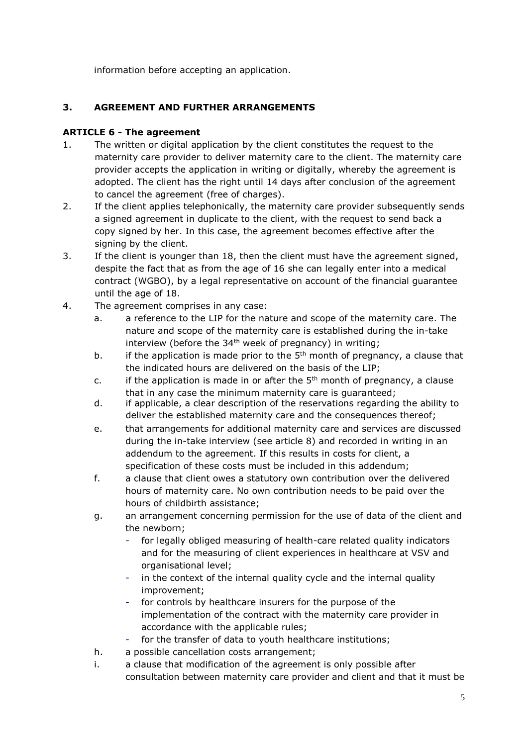information before accepting an application.

## 3. AGREEMENT AND FURTHER ARRANGEMENTS

### ARTICLE 6 - The agreement

1. The written or digital application by the client constitutes the request to the maternity care provider to deliver maternity care to the client. The maternity care provider accepts the application in writing or digitally, whereby the agreement is adopted. The client has the right until 14 days after conclusion of the agreement to cancel the agreement (free of charges).
2. If the client applies telephonically, the maternity care provider subsequently sends a signed agreement in duplicate to the client, with the request to send back a copy signed by her. In this case, the agreement becomes effective after the signing by the client.
3. If the client is younger than 18, then the client must have the agreement signed, despite the fact that as from the age of 16 she can legally enter into a medical contract (WGBO), by a legal representative on account of the financial guarantee until the age of 18.
4. The agreement comprises in any case:
   a. a reference to the LIP for the nature and scope of the maternity care. The nature and scope of the maternity care is established during the in-take interview (before the 34th week of pregnancy) in writing;
   b. if the application is made prior to the 5th month of pregnancy, a clause that the indicated hours are delivered on the basis of the LIP;
   c. if the application is made in or after the 5th month of pregnancy, a clause that in any case the minimum maternity care is guaranteed;
   d. if applicable, a clear description of the reservations regarding the ability to deliver the established maternity care and the consequences thereof;
   e. that arrangements for additional maternity care and services are discussed during the in-take interview (see article 8) and recorded in writing in an addendum to the agreement. If this results in costs for client, a specification of these costs must be included in this addendum;
   f. a clause that client owes a statutory own contribution over the delivered hours of maternity care. No own contribution needs to be paid over the hours of childbirth assistance;
   g. an arrangement concerning permission for the use of data of the client and the newborn;
      - for legally obliged measuring of health-care related quality indicators and for the measuring of client experiences in healthcare at VSV and organisational level;
      - in the context of the internal quality cycle and the internal quality improvement;
      - for controls by healthcare insurers for the purpose of the implementation of the contract with the maternity care provider in accordance with the applicable rules;
      - for the transfer of data to youth healthcare institutions;
   h. a possible cancellation costs arrangement;
   i. a clause that modification of the agreement is only possible after consultation between maternity care provider and client and that it must be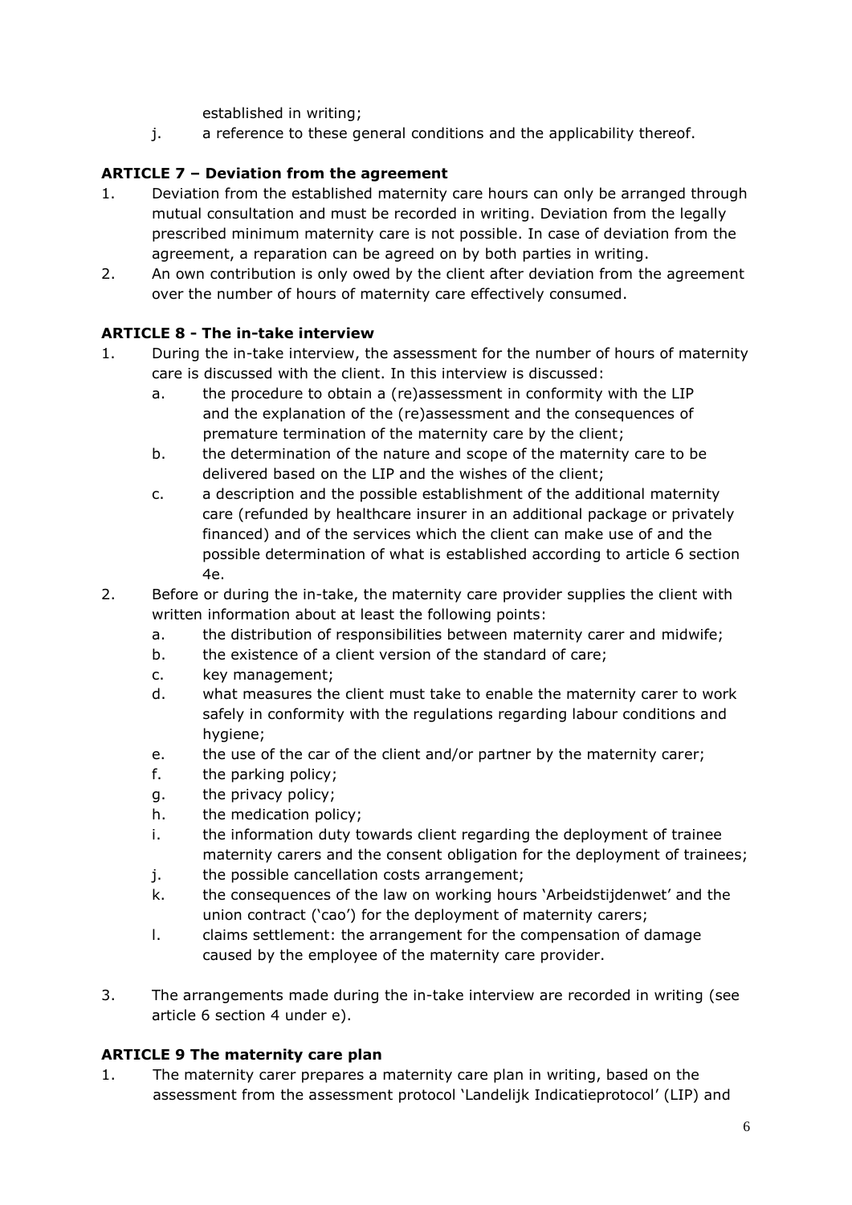established in writing;

j. a reference to these general conditions and the applicability thereof.

**ARTICLE 7 – Deviation from the agreement**

1. Deviation from the established maternity care hours can only be arranged through mutual consultation and must be recorded in writing. Deviation from the legally prescribed minimum maternity care is not possible. In case of deviation from the agreement, a reparation can be agreed on by both parties in writing.
2. An own contribution is only owed by the client after deviation from the agreement over the number of hours of maternity care effectively consumed.

**ARTICLE 8 - The in-take interview**

1. During the in-take interview, the assessment for the number of hours of maternity care is discussed with the client. In this interview is discussed:
   a. the procedure to obtain a (re)assessment in conformity with the LIP and the explanation of the (re)assessment and the consequences of premature termination of the maternity care by the client;
   b. the determination of the nature and scope of the maternity care to be delivered based on the LIP and the wishes of the client;
   c. a description and the possible establishment of the additional maternity care (refunded by healthcare insurer in an additional package or privately financed) and of the services which the client can make use of and the possible determination of what is established according to article 6 section 4e.
2. Before or during the in-take, the maternity care provider supplies the client with written information about at least the following points:
   a. the distribution of responsibilities between maternity carer and midwife;
   b. the existence of a client version of the standard of care;
   c. key management;
   d. what measures the client must take to enable the maternity carer to work safely in conformity with the regulations regarding labour conditions and hygiene;
   e. the use of the car of the client and/or partner by the maternity carer;
   f. the parking policy;
   g. the privacy policy;
   h. the medication policy;
   i. the information duty towards client regarding the deployment of trainee maternity carers and the consent obligation for the deployment of trainees;
   j. the possible cancellation costs arrangement;
   k. the consequences of the law on working hours 'Arbeidstijdenwet' and the union contract ('cao') for the deployment of maternity carers;
   l. claims settlement: the arrangement for the compensation of damage caused by the employee of the maternity care provider.
3. The arrangements made during the in-take interview are recorded in writing (see article 6 section 4 under e).

**ARTICLE 9 The maternity care plan**

1. The maternity carer prepares a maternity care plan in writing, based on the assessment from the assessment protocol 'Landelijk Indicatieprotocol' (LIP) and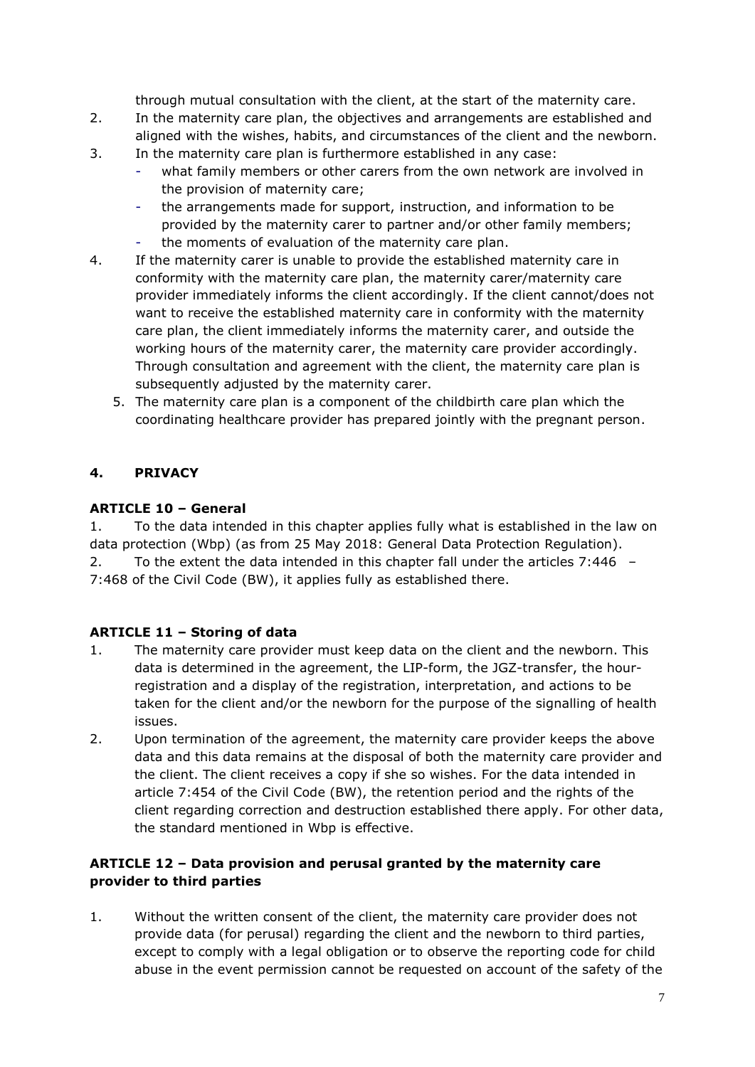through mutual consultation with the client, at the start of the maternity care.

2. In the maternity care plan, the objectives and arrangements are established and aligned with the wishes, habits, and circumstances of the client and the newborn.
3. In the maternity care plan is furthermore established in any case:
   - what family members or other carers from the own network are involved in the provision of maternity care;
   - the arrangements made for support, instruction, and information to be provided by the maternity carer to partner and/or other family members;
   - the moments of evaluation of the maternity care plan.
4. If the maternity carer is unable to provide the established maternity care in conformity with the maternity care plan, the maternity carer/maternity care provider immediately informs the client accordingly. If the client cannot/does not want to receive the established maternity care in conformity with the maternity care plan, the client immediately informs the maternity carer, and outside the working hours of the maternity carer, the maternity care provider accordingly. Through consultation and agreement with the client, the maternity care plan is subsequently adjusted by the maternity carer.
5. The maternity care plan is a component of the childbirth care plan which the coordinating healthcare provider has prepared jointly with the pregnant person.

## 4. PRIVACY

### ARTICLE 10 – General

1. To the data intended in this chapter applies fully what is established in the law on data protection (Wbp) (as from 25 May 2018: General Data Protection Regulation).
2. To the extent the data intended in this chapter fall under the articles 7:446 – 7:468 of the Civil Code (BW), it applies fully as established there.

### ARTICLE 11 – Storing of data

1. The maternity care provider must keep data on the client and the newborn. This data is determined in the agreement, the LIP-form, the JGZ-transfer, the hour-registration and a display of the registration, interpretation, and actions to be taken for the client and/or the newborn for the purpose of the signalling of health issues.
2. Upon termination of the agreement, the maternity care provider keeps the above data and this data remains at the disposal of both the maternity care provider and the client. The client receives a copy if she so wishes. For the data intended in article 7:454 of the Civil Code (BW), the retention period and the rights of the client regarding correction and destruction established there apply. For other data, the standard mentioned in Wbp is effective.

### ARTICLE 12 – Data provision and perusal granted by the maternity care provider to third parties

1. Without the written consent of the client, the maternity care provider does not provide data (for perusal) regarding the client and the newborn to third parties, except to comply with a legal obligation or to observe the reporting code for child abuse in the event permission cannot be requested on account of the safety of the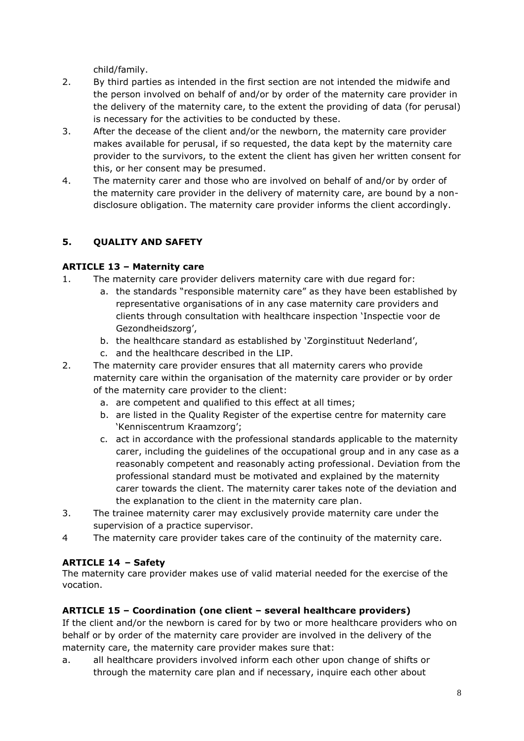child/family.

2. By third parties as intended in the first section are not intended the midwife and the person involved on behalf of and/or by order of the maternity care provider in the delivery of the maternity care, to the extent the providing of data (for perusal) is necessary for the activities to be conducted by these.
3. After the decease of the client and/or the newborn, the maternity care provider makes available for perusal, if so requested, the data kept by the maternity care provider to the survivors, to the extent the client has given her written consent for this, or her consent may be presumed.
4. The maternity carer and those who are involved on behalf of and/or by order of the maternity care provider in the delivery of maternity care, are bound by a non-disclosure obligation. The maternity care provider informs the client accordingly.

## 5. QUALITY AND SAFETY

### ARTICLE 13 – Maternity care

1. The maternity care provider delivers maternity care with due regard for:
   a. the standards "responsible maternity care" as they have been established by representative organisations of in any case maternity care providers and clients through consultation with healthcare inspection 'Inspectie voor de Gezondheidszorg',
   b. the healthcare standard as established by 'Zorginstituut Nederland',
   c. and the healthcare described in the LIP.
2. The maternity care provider ensures that all maternity carers who provide maternity care within the organisation of the maternity care provider or by order of the maternity care provider to the client:
   a. are competent and qualified to this effect at all times;
   b. are listed in the Quality Register of the expertise centre for maternity care 'Kenniscentrum Kraamzorg';
   c. act in accordance with the professional standards applicable to the maternity carer, including the guidelines of the occupational group and in any case as a reasonably competent and reasonably acting professional. Deviation from the professional standard must be motivated and explained by the maternity carer towards the client. The maternity carer takes note of the deviation and the explanation to the client in the maternity care plan.
3. The trainee maternity carer may exclusively provide maternity care under the supervision of a practice supervisor.
4. The maternity care provider takes care of the continuity of the maternity care.

### ARTICLE 14 – Safety

The maternity care provider makes use of valid material needed for the exercise of the vocation.

### ARTICLE 15 – Coordination (one client – several healthcare providers)

If the client and/or the newborn is cared for by two or more healthcare providers who on behalf or by order of the maternity care provider are involved in the delivery of the maternity care, the maternity care provider makes sure that:

a. all healthcare providers involved inform each other upon change of shifts or through the maternity care plan and if necessary, inquire each other about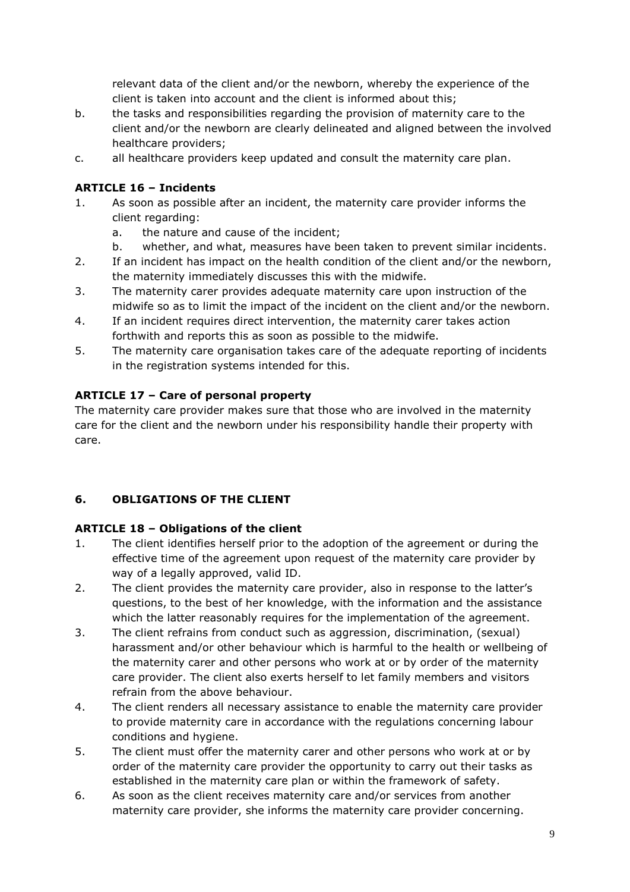relevant data of the client and/or the newborn, whereby the experience of the client is taken into account and the client is informed about this;

b. the tasks and responsibilities regarding the provision of maternity care to the client and/or the newborn are clearly delineated and aligned between the involved healthcare providers;

c. all healthcare providers keep updated and consult the maternity care plan.

**ARTICLE 16 – Incidents**

1. As soon as possible after an incident, the maternity care provider informs the client regarding:
   a. the nature and cause of the incident;
   b. whether, and what, measures have been taken to prevent similar incidents.
2. If an incident has impact on the health condition of the client and/or the newborn, the maternity immediately discusses this with the midwife.
3. The maternity carer provides adequate maternity care upon instruction of the midwife so as to limit the impact of the incident on the client and/or the newborn.
4. If an incident requires direct intervention, the maternity carer takes action forthwith and reports this as soon as possible to the midwife.
5. The maternity care organisation takes care of the adequate reporting of incidents in the registration systems intended for this.

**ARTICLE 17 – Care of personal property**

The maternity care provider makes sure that those who are involved in the maternity care for the client and the newborn under his responsibility handle their property with care.

## 6. OBLIGATIONS OF THE CLIENT

**ARTICLE 18 – Obligations of the client**

1. The client identifies herself prior to the adoption of the agreement or during the effective time of the agreement upon request of the maternity care provider by way of a legally approved, valid ID.
2. The client provides the maternity care provider, also in response to the latter's questions, to the best of her knowledge, with the information and the assistance which the latter reasonably requires for the implementation of the agreement.
3. The client refrains from conduct such as aggression, discrimination, (sexual) harassment and/or other behaviour which is harmful to the health or wellbeing of the maternity carer and other persons who work at or by order of the maternity care provider. The client also exerts herself to let family members and visitors refrain from the above behaviour.
4. The client renders all necessary assistance to enable the maternity care provider to provide maternity care in accordance with the regulations concerning labour conditions and hygiene.
5. The client must offer the maternity carer and other persons who work at or by order of the maternity care provider the opportunity to carry out their tasks as established in the maternity care plan or within the framework of safety.
6. As soon as the client receives maternity care and/or services from another maternity care provider, she informs the maternity care provider concerning.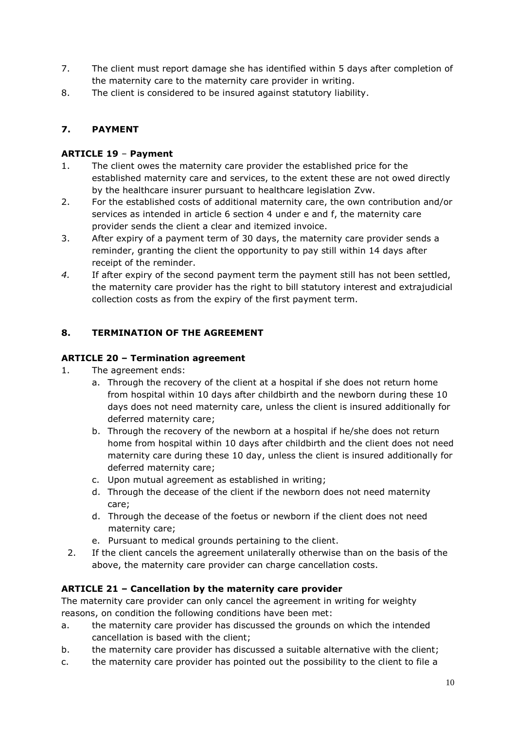7. The client must report damage she has identified within 5 days after completion of the maternity care to the maternity care provider in writing.
8. The client is considered to be insured against statutory liability.

## 7. PAYMENT

### ARTICLE 19 – Payment

1. The client owes the maternity care provider the established price for the established maternity care and services, to the extent these are not owed directly by the healthcare insurer pursuant to healthcare legislation Zvw.
2. For the established costs of additional maternity care, the own contribution and/or services as intended in article 6 section 4 under e and f, the maternity care provider sends the client a clear and itemized invoice.
3. After expiry of a payment term of 30 days, the maternity care provider sends a reminder, granting the client the opportunity to pay still within 14 days after receipt of the reminder.
4. If after expiry of the second payment term the payment still has not been settled, the maternity care provider has the right to bill statutory interest and extrajudicial collection costs as from the expiry of the first payment term.

## 8. TERMINATION OF THE AGREEMENT

### ARTICLE 20 – Termination agreement

1. The agreement ends:
   a. Through the recovery of the client at a hospital if she does not return home from hospital within 10 days after childbirth and the newborn during these 10 days does not need maternity care, unless the client is insured additionally for deferred maternity care;
   b. Through the recovery of the newborn at a hospital if he/she does not return home from hospital within 10 days after childbirth and the client does not need maternity care during these 10 day, unless the client is insured additionally for deferred maternity care;
   c. Upon mutual agreement as established in writing;
   d. Through the decease of the client if the newborn does not need maternity care;
   d. Through the decease of the foetus or newborn if the client does not need maternity care;
   e. Pursuant to medical grounds pertaining to the client.
2. If the client cancels the agreement unilaterally otherwise than on the basis of the above, the maternity care provider can charge cancellation costs.

### ARTICLE 21 – Cancellation by the maternity care provider

The maternity care provider can only cancel the agreement in writing for weighty reasons, on condition the following conditions have been met:

a. the maternity care provider has discussed the grounds on which the intended cancellation is based with the client;
b. the maternity care provider has discussed a suitable alternative with the client;
c. the maternity care provider has pointed out the possibility to the client to file a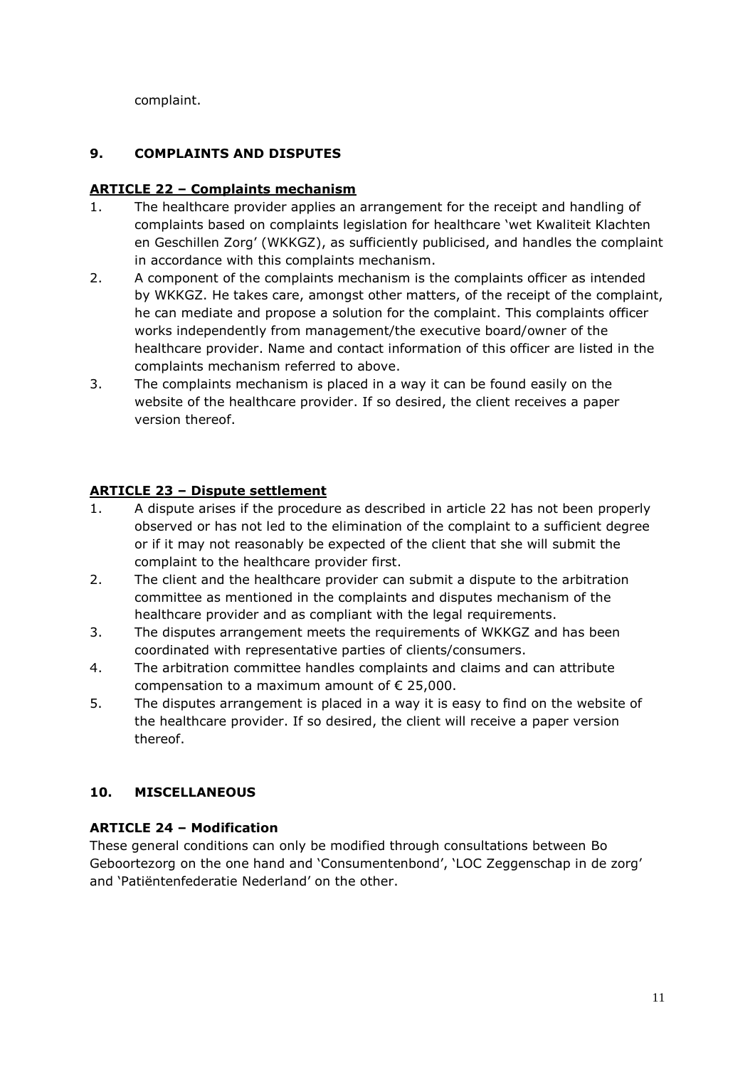complaint.

## 9. COMPLAINTS AND DISPUTES

### ARTICLE 22 – Complaints mechanism

1. The healthcare provider applies an arrangement for the receipt and handling of complaints based on complaints legislation for healthcare 'wet Kwaliteit Klachten en Geschillen Zorg' (WKKGZ), as sufficiently publicised, and handles the complaint in accordance with this complaints mechanism.
2. A component of the complaints mechanism is the complaints officer as intended by WKKGZ. He takes care, amongst other matters, of the receipt of the complaint, he can mediate and propose a solution for the complaint. This complaints officer works independently from management/the executive board/owner of the healthcare provider. Name and contact information of this officer are listed in the complaints mechanism referred to above.
3. The complaints mechanism is placed in a way it can be found easily on the website of the healthcare provider. If so desired, the client receives a paper version thereof.

### ARTICLE 23 – Dispute settlement

1. A dispute arises if the procedure as described in article 22 has not been properly observed or has not led to the elimination of the complaint to a sufficient degree or if it may not reasonably be expected of the client that she will submit the complaint to the healthcare provider first.
2. The client and the healthcare provider can submit a dispute to the arbitration committee as mentioned in the complaints and disputes mechanism of the healthcare provider and as compliant with the legal requirements.
3. The disputes arrangement meets the requirements of WKKGZ and has been coordinated with representative parties of clients/consumers.
4. The arbitration committee handles complaints and claims and can attribute compensation to a maximum amount of € 25,000.
5. The disputes arrangement is placed in a way it is easy to find on the website of the healthcare provider. If so desired, the client will receive a paper version thereof.

## 10. MISCELLANEOUS

### ARTICLE 24 – Modification

These general conditions can only be modified through consultations between Bo Geboortezorg on the one hand and 'Consumentenbond', 'LOC Zeggenschap in de zorg' and 'Patiëntenfederatie Nederland' on the other.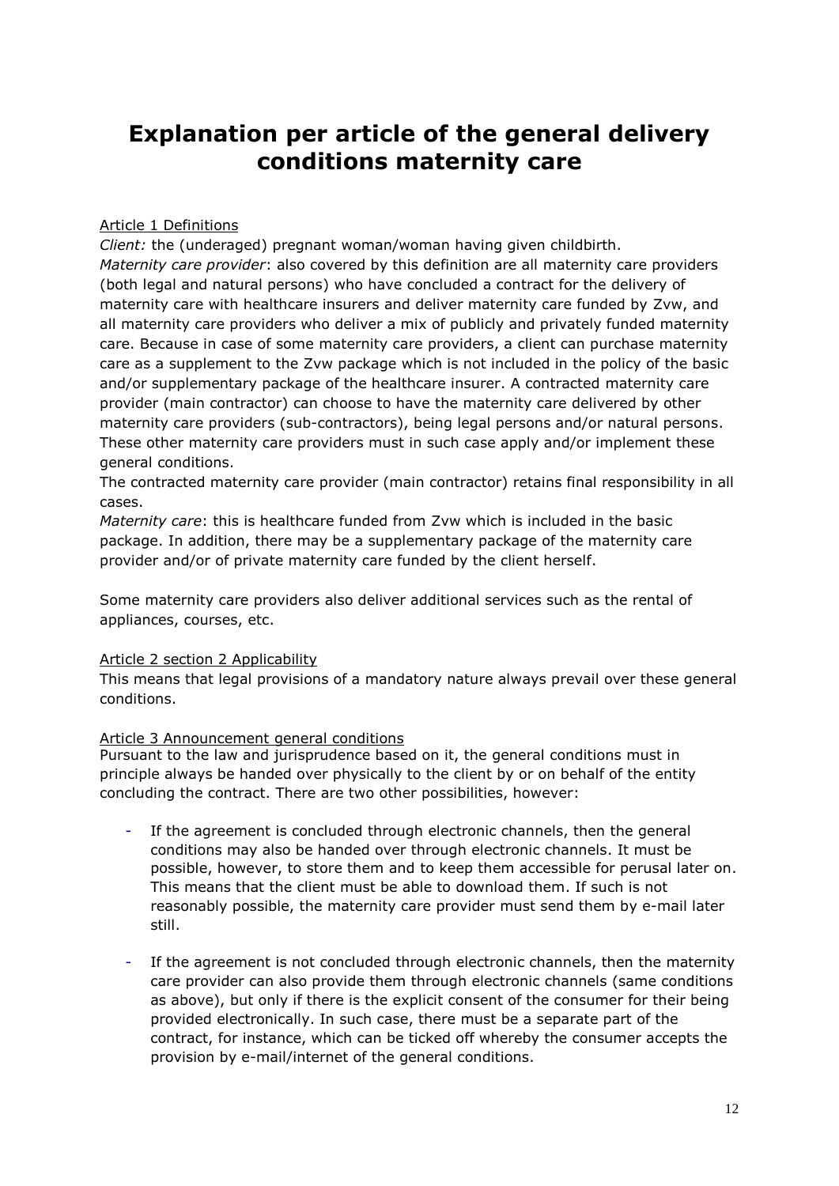# Explanation per article of the general delivery conditions maternity care

Article 1 Definitions

*Client:* the (underaged) pregnant woman/woman having given childbirth.

*Maternity care provider*: also covered by this definition are all maternity care providers (both legal and natural persons) who have concluded a contract for the delivery of maternity care with healthcare insurers and deliver maternity care funded by Zvw, and all maternity care providers who deliver a mix of publicly and privately funded maternity care. Because in case of some maternity care providers, a client can purchase maternity care as a supplement to the Zvw package which is not included in the policy of the basic and/or supplementary package of the healthcare insurer. A contracted maternity care provider (main contractor) can choose to have the maternity care delivered by other maternity care providers (sub-contractors), being legal persons and/or natural persons. These other maternity care providers must in such case apply and/or implement these general conditions.

The contracted maternity care provider (main contractor) retains final responsibility in all cases.

*Maternity care*: this is healthcare funded from Zvw which is included in the basic package. In addition, there may be a supplementary package of the maternity care provider and/or of private maternity care funded by the client herself.

Some maternity care providers also deliver additional services such as the rental of appliances, courses, etc.

Article 2 section 2 Applicability

This means that legal provisions of a mandatory nature always prevail over these general conditions.

Article 3 Announcement general conditions

Pursuant to the law and jurisprudence based on it, the general conditions must in principle always be handed over physically to the client by or on behalf of the entity concluding the contract. There are two other possibilities, however:

- If the agreement is concluded through electronic channels, then the general conditions may also be handed over through electronic channels. It must be possible, however, to store them and to keep them accessible for perusal later on. This means that the client must be able to download them. If such is not reasonably possible, the maternity care provider must send them by e-mail later still.

- If the agreement is not concluded through electronic channels, then the maternity care provider can also provide them through electronic channels (same conditions as above), but only if there is the explicit consent of the consumer for their being provided electronically. In such case, there must be a separate part of the contract, for instance, which can be ticked off whereby the consumer accepts the provision by e-mail/internet of the general conditions.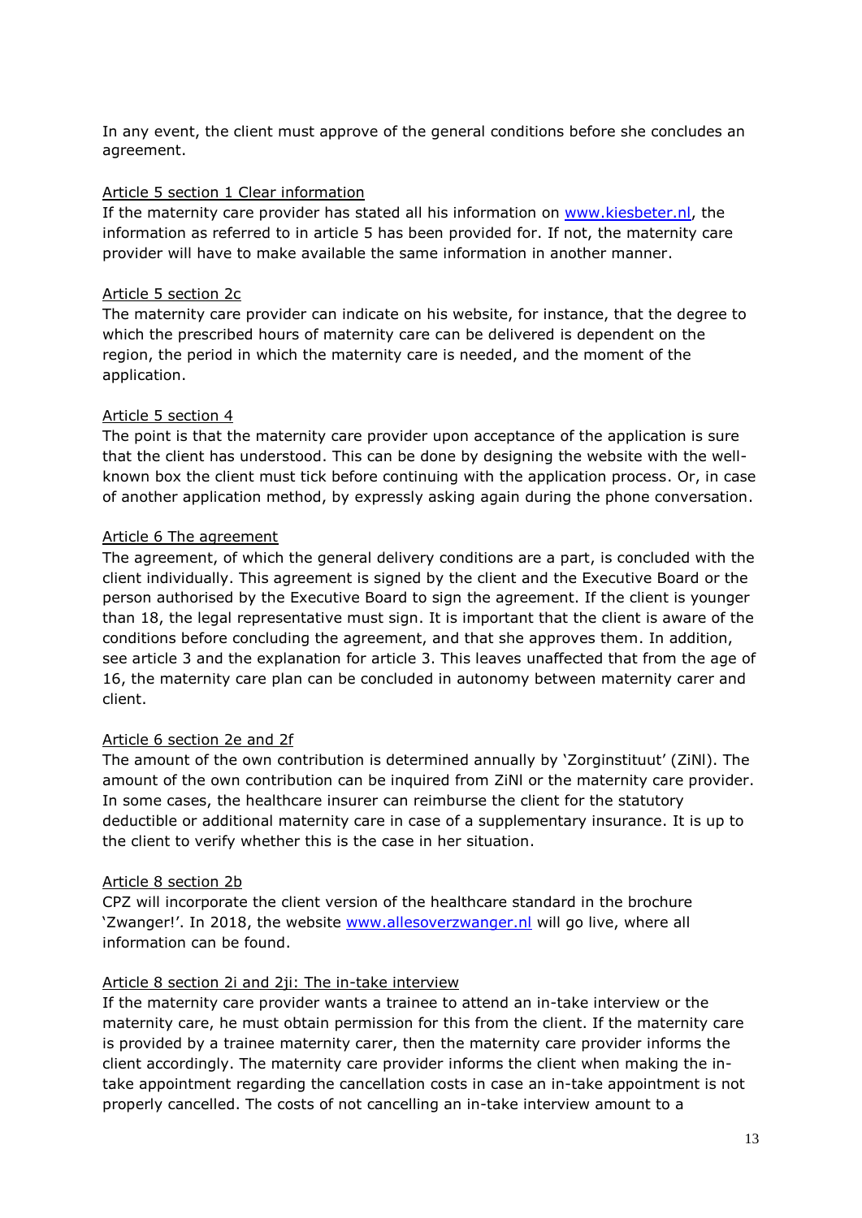In any event, the client must approve of the general conditions before she concludes an agreement.

Article 5 section 1 Clear information

If the maternity care provider has stated all his information on [www.kiesbeter.nl](http://www.kiesbeter.nl), the information as referred to in article 5 has been provided for. If not, the maternity care provider will have to make available the same information in another manner.

Article 5 section 2c

The maternity care provider can indicate on his website, for instance, that the degree to which the prescribed hours of maternity care can be delivered is dependent on the region, the period in which the maternity care is needed, and the moment of the application.

Article 5 section 4

The point is that the maternity care provider upon acceptance of the application is sure that the client has understood. This can be done by designing the website with the well-known box the client must tick before continuing with the application process. Or, in case of another application method, by expressly asking again during the phone conversation.

Article 6 The agreement

The agreement, of which the general delivery conditions are a part, is concluded with the client individually. This agreement is signed by the client and the Executive Board or the person authorised by the Executive Board to sign the agreement. If the client is younger than 18, the legal representative must sign. It is important that the client is aware of the conditions before concluding the agreement, and that she approves them. In addition, see article 3 and the explanation for article 3. This leaves unaffected that from the age of 16, the maternity care plan can be concluded in autonomy between maternity carer and client.

Article 6 section 2e and 2f

The amount of the own contribution is determined annually by 'Zorginstituut' (ZiNl). The amount of the own contribution can be inquired from ZiNl or the maternity care provider. In some cases, the healthcare insurer can reimburse the client for the statutory deductible or additional maternity care in case of a supplementary insurance. It is up to the client to verify whether this is the case in her situation.

Article 8 section 2b

CPZ will incorporate the client version of the healthcare standard in the brochure 'Zwanger!'. In 2018, the website [www.allesoverzwanger.nl](http://www.allesoverzwanger.nl) will go live, where all information can be found.

Article 8 section 2i and 2ji: The in-take interview

If the maternity care provider wants a trainee to attend an in-take interview or the maternity care, he must obtain permission for this from the client. If the maternity care is provided by a trainee maternity carer, then the maternity care provider informs the client accordingly. The maternity care provider informs the client when making the in-take appointment regarding the cancellation costs in case an in-take appointment is not properly cancelled. The costs of not cancelling an in-take interview amount to a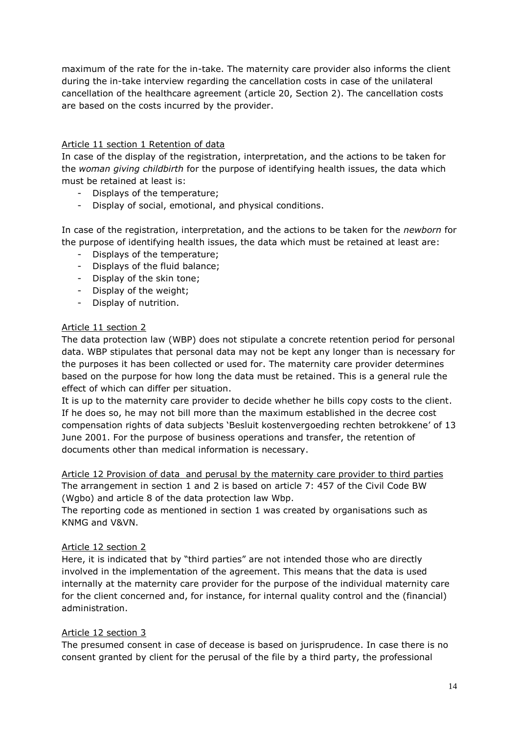maximum of the rate for the in-take. The maternity care provider also informs the client during the in-take interview regarding the cancellation costs in case of the unilateral cancellation of the healthcare agreement (article 20, Section 2). The cancellation costs are based on the costs incurred by the provider.

Article 11 section 1 Retention of data

In case of the display of the registration, interpretation, and the actions to be taken for the *woman giving childbirth* for the purpose of identifying health issues, the data which must be retained at least is:

- Displays of the temperature;
- Display of social, emotional, and physical conditions.

In case of the registration, interpretation, and the actions to be taken for the *newborn* for the purpose of identifying health issues, the data which must be retained at least are:

- Displays of the temperature;
- Displays of the fluid balance;
- Display of the skin tone;
- Display of the weight;
- Display of nutrition.

Article 11 section 2

The data protection law (WBP) does not stipulate a concrete retention period for personal data. WBP stipulates that personal data may not be kept any longer than is necessary for the purposes it has been collected or used for. The maternity care provider determines based on the purpose for how long the data must be retained. This is a general rule the effect of which can differ per situation.

It is up to the maternity care provider to decide whether he bills copy costs to the client. If he does so, he may not bill more than the maximum established in the decree cost compensation rights of data subjects 'Besluit kostenvergoeding rechten betrokkene' of 13 June 2001. For the purpose of business operations and transfer, the retention of documents other than medical information is necessary.

Article 12 Provision of data and perusal by the maternity care provider to third parties

The arrangement in section 1 and 2 is based on article 7: 457 of the Civil Code BW (Wgbo) and article 8 of the data protection law Wbp.

The reporting code as mentioned in section 1 was created by organisations such as KNMG and V&VN.

Article 12 section 2

Here, it is indicated that by "third parties" are not intended those who are directly involved in the implementation of the agreement. This means that the data is used internally at the maternity care provider for the purpose of the individual maternity care for the client concerned and, for instance, for internal quality control and the (financial) administration.

Article 12 section 3

The presumed consent in case of decease is based on jurisprudence. In case there is no consent granted by client for the perusal of the file by a third party, the professional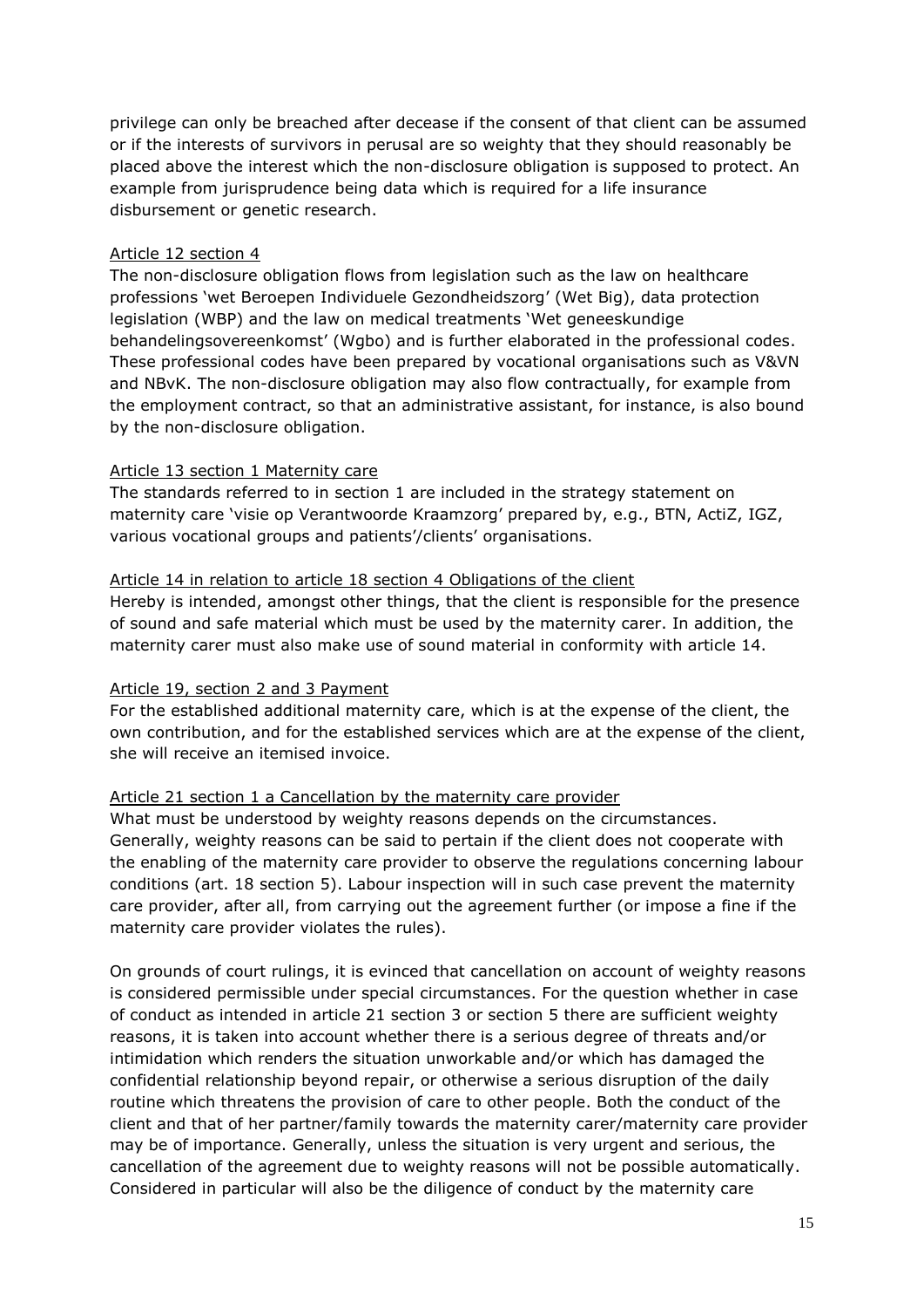privilege can only be breached after decease if the consent of that client can be assumed or if the interests of survivors in perusal are so weighty that they should reasonably be placed above the interest which the non-disclosure obligation is supposed to protect. An example from jurisprudence being data which is required for a life insurance disbursement or genetic research.

<u>Article 12 section 4</u>

The non-disclosure obligation flows from legislation such as the law on healthcare professions 'wet Beroepen Individuele Gezondheidszorg' (Wet Big), data protection legislation (WBP) and the law on medical treatments 'Wet geneeskundige behandelingsovereenkomst' (Wgbo) and is further elaborated in the professional codes. These professional codes have been prepared by vocational organisations such as V&VN and NBvK. The non-disclosure obligation may also flow contractually, for example from the employment contract, so that an administrative assistant, for instance, is also bound by the non-disclosure obligation.

<u>Article 13 section 1 Maternity care</u>

The standards referred to in section 1 are included in the strategy statement on maternity care 'visie op Verantwoorde Kraamzorg' prepared by, e.g., BTN, ActiZ, IGZ, various vocational groups and patients'/clients' organisations.

<u>Article 14 in relation to article 18 section 4 Obligations of the client</u>

Hereby is intended, amongst other things, that the client is responsible for the presence of sound and safe material which must be used by the maternity carer. In addition, the maternity carer must also make use of sound material in conformity with article 14.

<u>Article 19, section 2 and 3 Payment</u>

For the established additional maternity care, which is at the expense of the client, the own contribution, and for the established services which are at the expense of the client, she will receive an itemised invoice.

<u>Article 21 section 1 a Cancellation by the maternity care provider</u>

What must be understood by weighty reasons depends on the circumstances. Generally, weighty reasons can be said to pertain if the client does not cooperate with the enabling of the maternity care provider to observe the regulations concerning labour conditions (art. 18 section 5). Labour inspection will in such case prevent the maternity care provider, after all, from carrying out the agreement further (or impose a fine if the maternity care provider violates the rules).

On grounds of court rulings, it is evinced that cancellation on account of weighty reasons is considered permissible under special circumstances. For the question whether in case of conduct as intended in article 21 section 3 or section 5 there are sufficient weighty reasons, it is taken into account whether there is a serious degree of threats and/or intimidation which renders the situation unworkable and/or which has damaged the confidential relationship beyond repair, or otherwise a serious disruption of the daily routine which threatens the provision of care to other people. Both the conduct of the client and that of her partner/family towards the maternity carer/maternity care provider may be of importance. Generally, unless the situation is very urgent and serious, the cancellation of the agreement due to weighty reasons will not be possible automatically. Considered in particular will also be the diligence of conduct by the maternity care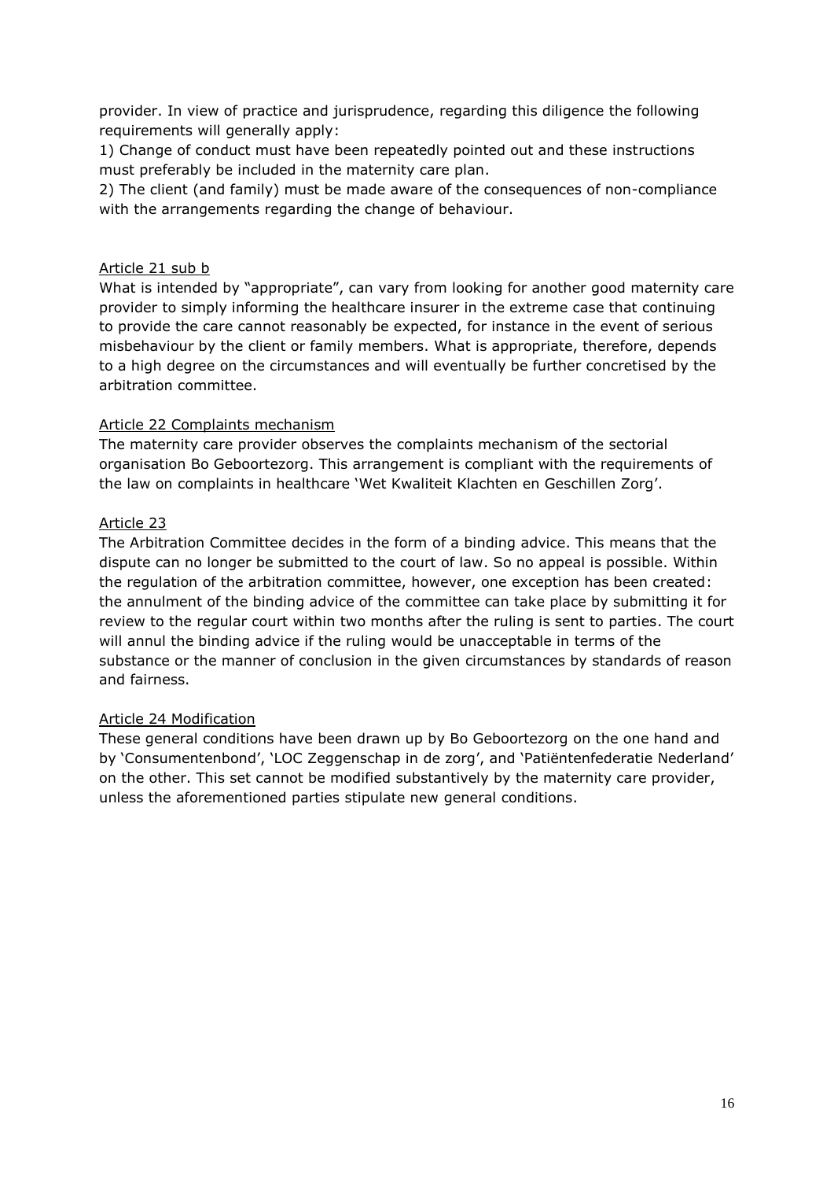provider. In view of practice and jurisprudence, regarding this diligence the following requirements will generally apply:

1) Change of conduct must have been repeatedly pointed out and these instructions must preferably be included in the maternity care plan.

2) The client (and family) must be made aware of the consequences of non-compliance with the arrangements regarding the change of behaviour.

Article 21 sub b

What is intended by "appropriate", can vary from looking for another good maternity care provider to simply informing the healthcare insurer in the extreme case that continuing to provide the care cannot reasonably be expected, for instance in the event of serious misbehaviour by the client or family members. What is appropriate, therefore, depends to a high degree on the circumstances and will eventually be further concretised by the arbitration committee.

Article 22 Complaints mechanism

The maternity care provider observes the complaints mechanism of the sectorial organisation Bo Geboortezorg. This arrangement is compliant with the requirements of the law on complaints in healthcare 'Wet Kwaliteit Klachten en Geschillen Zorg'.

Article 23

The Arbitration Committee decides in the form of a binding advice. This means that the dispute can no longer be submitted to the court of law. So no appeal is possible. Within the regulation of the arbitration committee, however, one exception has been created: the annulment of the binding advice of the committee can take place by submitting it for review to the regular court within two months after the ruling is sent to parties. The court will annul the binding advice if the ruling would be unacceptable in terms of the substance or the manner of conclusion in the given circumstances by standards of reason and fairness.

Article 24 Modification

These general conditions have been drawn up by Bo Geboortezorg on the one hand and by 'Consumentenbond', 'LOC Zeggenschap in de zorg', and 'Patiëntenfederatie Nederland' on the other. This set cannot be modified substantively by the maternity care provider, unless the aforementioned parties stipulate new general conditions.